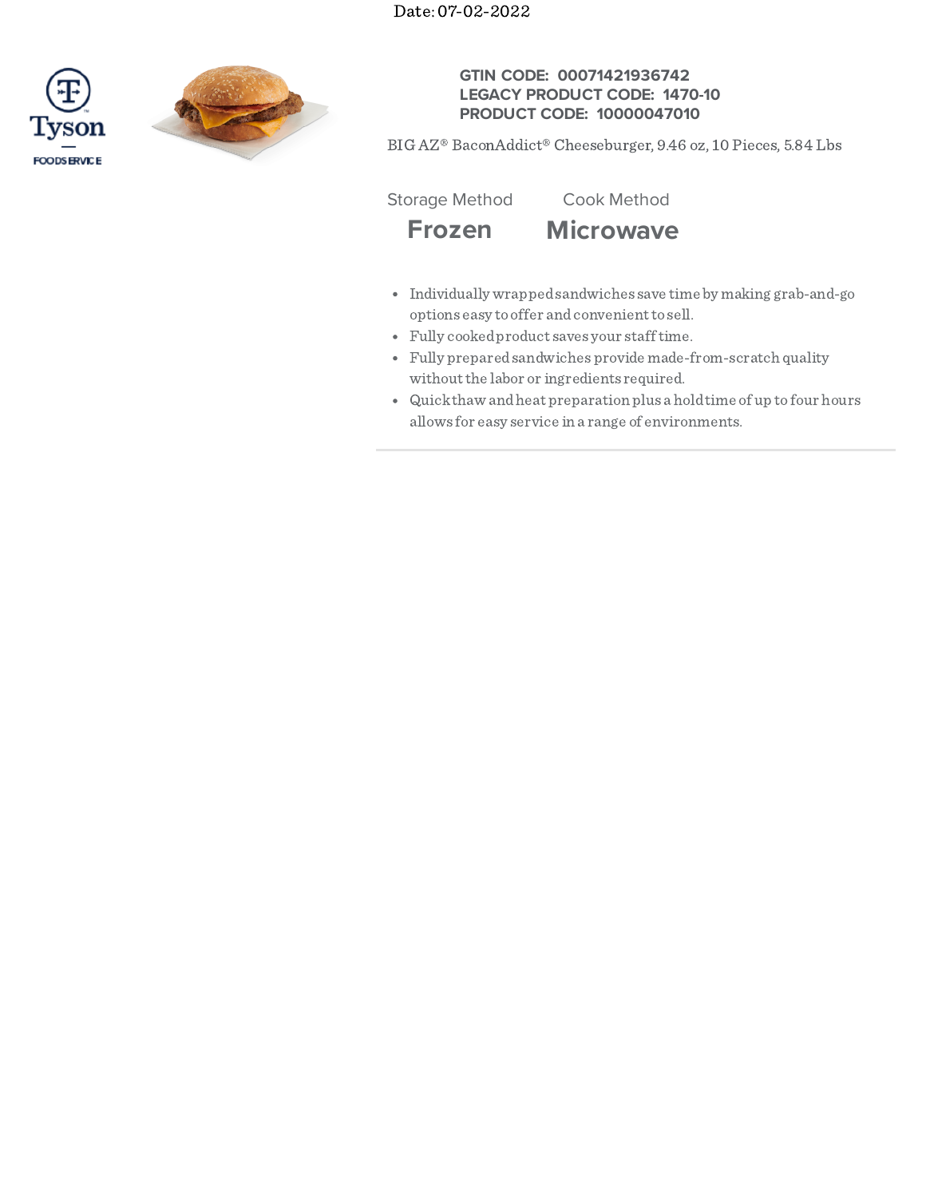Date: 07-02-2022

**GTIN CODE: 00071421936742**
**LEGACY PRODUCT CODE: 1470-10**
**PRODUCT CODE: 10000047010**

BIG AZ® BaconAddict® Cheeseburger, 9.46 oz, 10 Pieces, 5.84 Lbs

| Storage Method | Cook Method |
|---|---|
| **Frozen** | **Microwave** |

- Individually wrapped sandwiches save time by making grab-and-go options easy to offer and convenient to sell.
- Fully cooked product saves your staff time.
- Fully prepared sandwiches provide made-from-scratch quality without the labor or ingredients required.
- Quick thaw and heat preparation plus a hold time of up to four hours allows for easy service in a range of environments.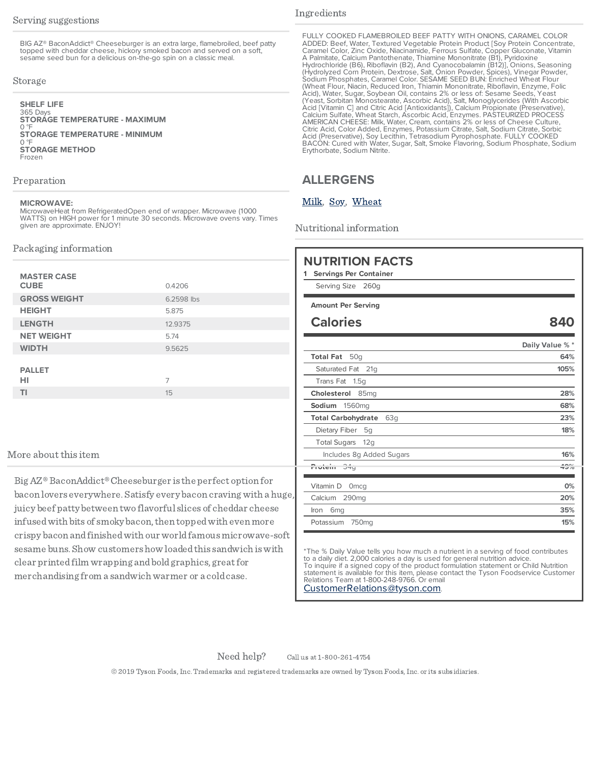## Serving suggestions

BIG AZ® BaconAddict® Cheeseburger is an extra large, flamebroiled, beef patty topped with cheddar cheese, hickory smoked bacon and served on a soft, sesame seed bun for a delicious on-the-go spin on a classic meal.

## Storage

**SHELF LIFE**
365 Days
**STORAGE TEMPERATURE - MAXIMUM**
0 °F
**STORAGE TEMPERATURE - MINIMUM**
0 °F
**STORAGE METHOD**
Frozen

## Preparation

**MICROWAVE:**
MicrowaveHeat from RefrigeratedOpen end of wrapper. Microwave (1000 WATTS) on HIGH power for 1 minute 30 seconds. Microwave ovens vary. Times given are approximate. ENJOY!

## Packaging information

| | |
|---|---|
| **MASTER CASE** | |
| **CUBE** | 0.4206 |
| **GROSS WEIGHT** | 6.2598 lbs |
| **HEIGHT** | 5.875 |
| **LENGTH** | 12.9375 |
| **NET WEIGHT** | 5.74 |
| **WIDTH** | 9.5625 |
| **PALLET** | |
| **HI** | 7 |
| **TI** | 15 |

## Ingredients

FULLY COOKED FLAMEBROILED BEEF PATTY WITH ONIONS, CARAMEL COLOR ADDED: Beef, Water, Textured Vegetable Protein Product [Soy Protein Concentrate, Caramel Color, Zinc Oxide, Niacinamide, Ferrous Sulfate, Copper Gluconate, Vitamin A Palmitate, Calcium Pantothenate, Thiamine Mononitrate (B1), Pyridoxine Hydrochloride (B6), Riboflavin (B2), And Cyanocobalamin (B12)], Onions, Seasoning (Hydrolyzed Corn Protein, Dextrose, Salt, Onion Powder, Spices), Vinegar Powder, Sodium Phosphates, Caramel Color. SESAME SEED BUN: Enriched Wheat Flour (Wheat Flour, Niacin, Reduced Iron, Thiamin Mononitrate, Riboflavin, Enzyme, Folic Acid), Water, Sugar, Soybean Oil, contains 2% or less of: Sesame Seeds, Yeast (Yeast, Sorbitan Monostearate, Ascorbic Acid), Salt, Monoglycerides (With Ascorbic Acid [Vitamin C] and Citric Acid [Antioxidants]), Calcium Propionate (Preservative), Calcium Sulfate, Wheat Starch, Ascorbic Acid, Enzymes. PASTEURIZED PROCESS AMERICAN CHEESE: Milk, Water, Cream, contains 2% or less of Cheese Culture, Citric Acid, Color Added, Enzymes, Potassium Citrate, Salt, Sodium Citrate, Sorbic Acid (Preservative), Soy Lecithin, Tetrasodium Pyrophosphate. FULLY COOKED BACON: Cured with Water, Sugar, Salt, Smoke Flavoring, Sodium Phosphate, Sodium Erythorbate, Sodium Nitrite.

## ALLERGENS

Milk, Soy, Wheat

## Nutritional information

### NUTRITION FACTS

**1 Servings Per Container**
Serving Size 260g

**Amount Per Serving**

**Calories 840**

| | Daily Value % * |
|---|---|
| **Total Fat** 50g | 64% |
| Saturated Fat 21g | 105% |
| Trans Fat 1.5g | |
| **Cholesterol** 85mg | 28% |
| **Sodium** 1560mg | 68% |
| **Total Carbohydrate** 63g | 23% |
| Dietary Fiber 5g | 18% |
| Total Sugars 12g | |
| Includes 8g Added Sugars | 16% |
| **Protein** 34g | 49% |
| Vitamin D 0mcg | 0% |
| Calcium 290mg | 20% |
| Iron 6mg | 35% |
| Potassium 750mg | 15% |

*The % Daily Value tells you how much a nutrient in a serving of food contributes to a daily diet. 2,000 calories a day is used for general nutrition advice.
To inquire if a signed copy of the product formulation statement or Child Nutrition statement is available for this item, please contact the Tyson Foodservice Customer Relations Team at 1-800-248-9766. Or email CustomerRelations@tyson.com.

## More about this item

Big AZ® BaconAddict® Cheeseburger is the perfect option for bacon lovers everywhere. Satisfy every bacon craving with a huge, juicy beef patty between two flavorful slices of cheddar cheese infused with bits of smoky bacon, then topped with even more crispy bacon and finished with our world famous microwave-soft sesame buns. Show customers how loaded this sandwich is with clear printed film wrapping and bold graphics, great for merchandising from a sandwich warmer or a cold case.

Need help? Call us at 1-800-261-4754

© 2019 Tyson Foods, Inc. Trademarks and registered trademarks are owned by Tyson Foods, Inc. or its subsidiaries.